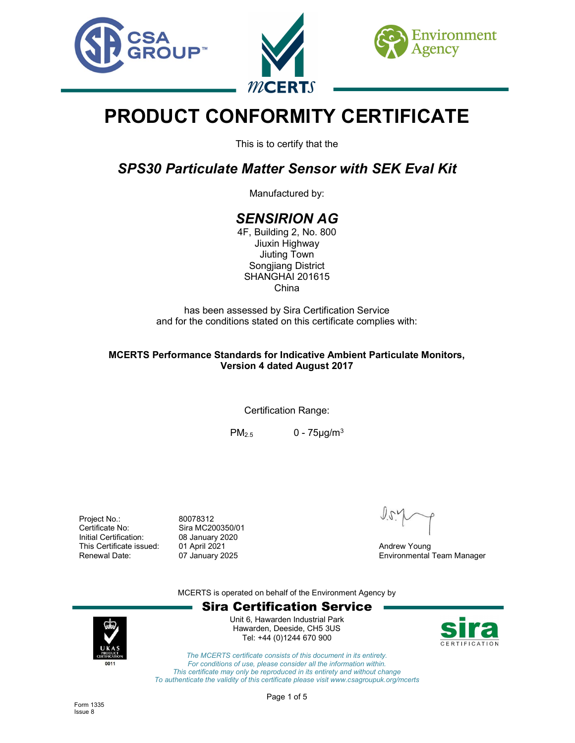# PRODUCT CONFORMITY CERTIFICATE

This is to certify that the

## *SPS30 Particulate Matter Sensor with SEK Eval Kit*

Manufactured by:

## *SENSIRION AG*

4F, Building 2, No. 800
Jiuxin Highway
Jiuting Town
Songjiang District
SHANGHAI 201615
China

has been assessed by Sira Certification Service
and for the conditions stated on this certificate complies with:

**MCERTS Performance Standards for Indicative Ambient Particulate Monitors, Version 4 dated August 2017**

Certification Range:

$PM_{2.5}$ 0 - 75µg/m$^3$

| | |
|---|---|
| Project No.: | 80078312 |
| Certificate No: | Sira MC200350/01 |
| Initial Certification: | 08 January 2020 |
| This Certificate issued: | 01 April 2021 |
| Renewal Date: | 07 January 2025 |

Andrew Young
Environmental Team Manager

MCERTS is operated on behalf of the Environment Agency by

**Sira Certification Service**

Unit 6, Hawarden Industrial Park
Hawarden, Deeside, CH5 3US
Tel: +44 (0)1244 670 900

UKAS PRODUCT CERTIFICATION 0011

*The MCERTS certificate consists of this document in its entirety.*
*For conditions of use, please consider all the information within.*
*This certificate may only be reproduced in its entirety and without change*
*To authenticate the validity of this certificate please visit www.csagroupuk.org/mcerts*

Form 1335
Issue 8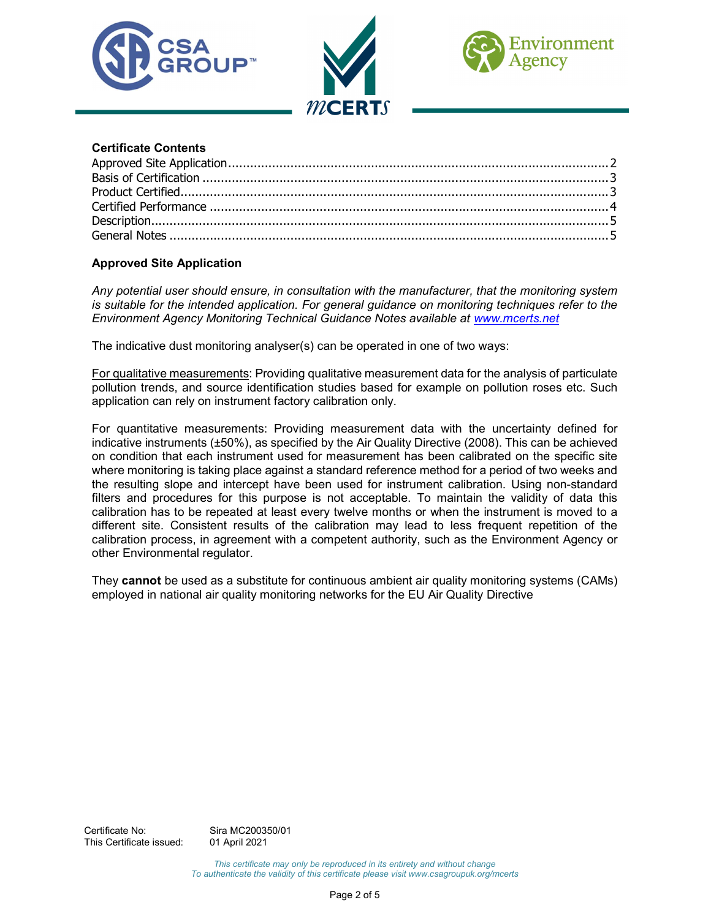## Certificate Contents

Approved Site Application .......... 2
Basis of Certification .......... 3
Product Certified .......... 3
Certified Performance .......... 4
Description .......... 5
General Notes .......... 5

## Approved Site Application

*Any potential user should ensure, in consultation with the manufacturer, that the monitoring system is suitable for the intended application. For general guidance on monitoring techniques refer to the Environment Agency Monitoring Technical Guidance Notes available at [www.mcerts.net](www.mcerts.net)*

The indicative dust monitoring analyser(s) can be operated in one of two ways:

For qualitative measurements: Providing qualitative measurement data for the analysis of particulate pollution trends, and source identification studies based for example on pollution roses etc. Such application can rely on instrument factory calibration only.

For quantitative measurements: Providing measurement data with the uncertainty defined for indicative instruments (±50%), as specified by the Air Quality Directive (2008). This can be achieved on condition that each instrument used for measurement has been calibrated on the specific site where monitoring is taking place against a standard reference method for a period of two weeks and the resulting slope and intercept have been used for instrument calibration. Using non-standard filters and procedures for this purpose is not acceptable. To maintain the validity of data this calibration has to be repeated at least every twelve months or when the instrument is moved to a different site. Consistent results of the calibration may lead to less frequent repetition of the calibration process, in agreement with a competent authority, such as the Environment Agency or other Environmental regulator.

They **cannot** be used as a substitute for continuous ambient air quality monitoring systems (CAMs) employed in national air quality monitoring networks for the EU Air Quality Directive

Certificate No: Sira MC200350/01
This Certificate issued: 01 April 2021

*This certificate may only be reproduced in its entirety and without change*
*To authenticate the validity of this certificate please visit www.csagroupuk.org/mcerts*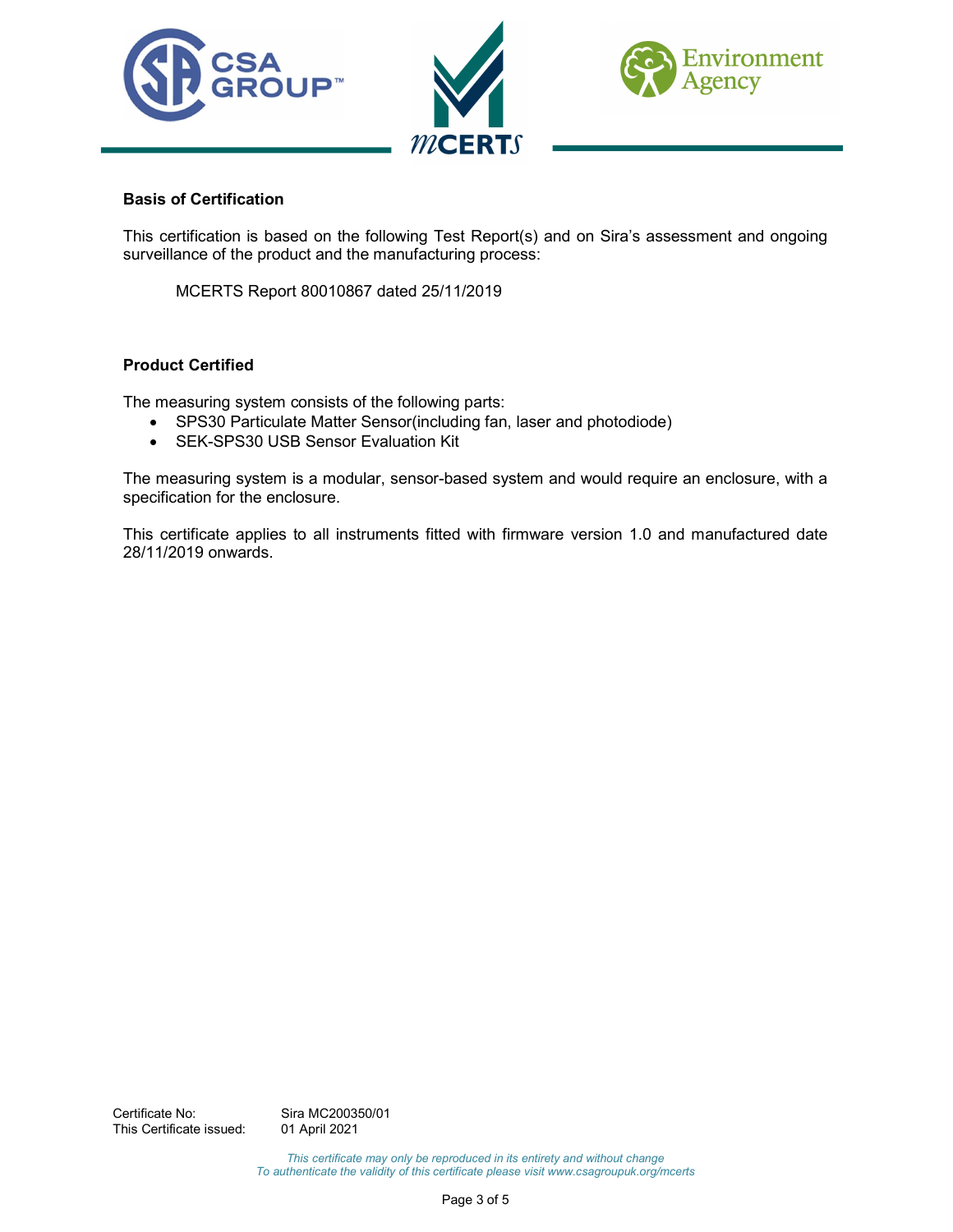## Basis of Certification

This certification is based on the following Test Report(s) and on Sira's assessment and ongoing surveillance of the product and the manufacturing process:

MCERTS Report 80010867 dated 25/11/2019

## Product Certified

The measuring system consists of the following parts:

- SPS30 Particulate Matter Sensor(including fan, laser and photodiode)
- SEK-SPS30 USB Sensor Evaluation Kit

The measuring system is a modular, sensor-based system and would require an enclosure, with a specification for the enclosure.

This certificate applies to all instruments fitted with firmware version 1.0 and manufactured date 28/11/2019 onwards.

Certificate No: Sira MC200350/01
This Certificate issued: 01 April 2021

*This certificate may only be reproduced in its entirety and without change*
*To authenticate the validity of this certificate please visit www.csagroupuk.org/mcerts*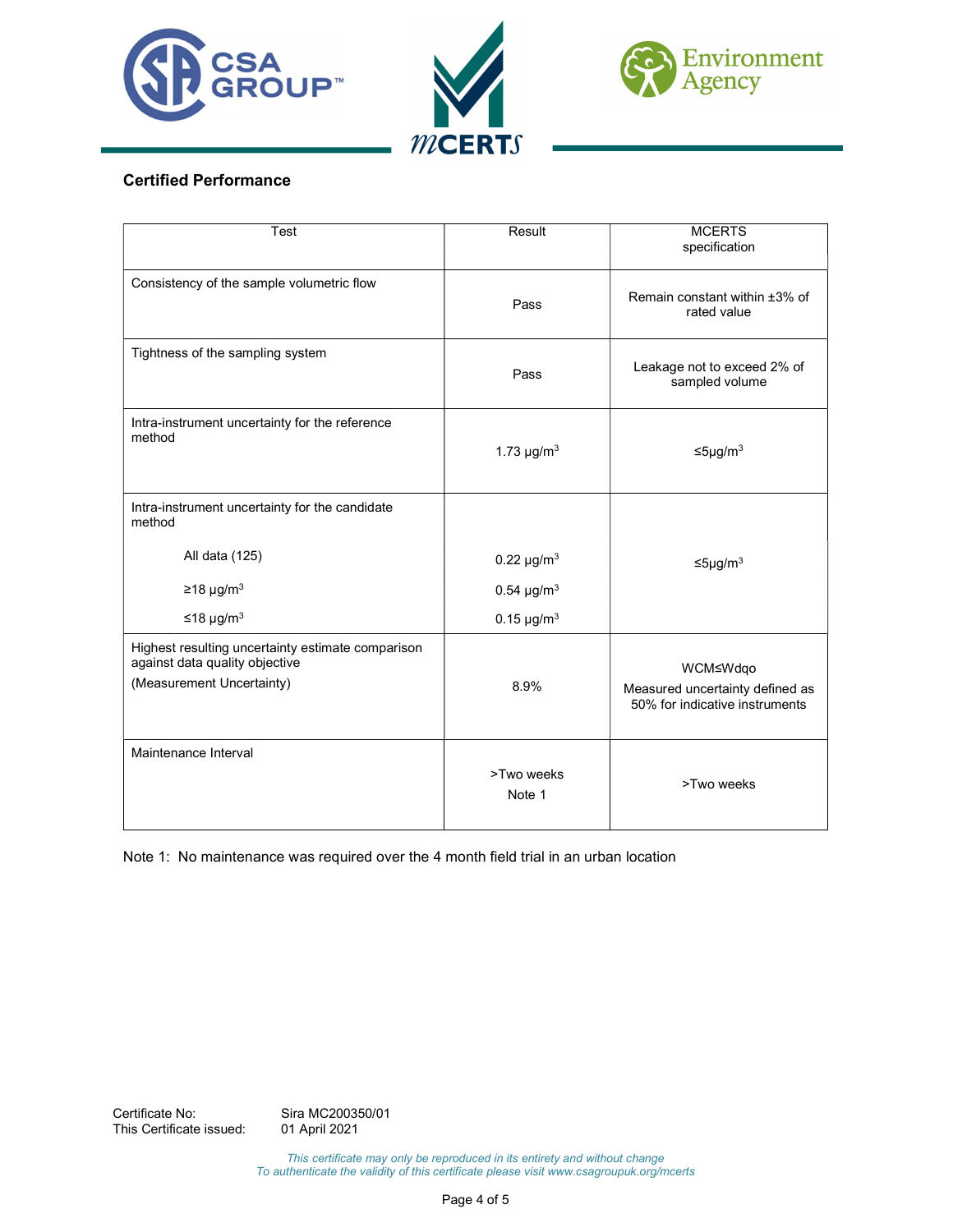## Certified Performance

| Test | Result | MCERTS specification |
|---|---|---|
| Consistency of the sample volumetric flow | Pass | Remain constant within ±3% of rated value |
| Tightness of the sampling system | Pass | Leakage not to exceed 2% of sampled volume |
| Intra-instrument uncertainty for the reference method | 1.73 µg/m$^3$ | ≤5µg/m$^3$ |
| Intra-instrument uncertainty for the candidate method | | ≤5µg/m$^3$ |
| All data (125) | 0.22 µg/m$^3$ | |
| ≥18 µg/m$^3$ | 0.54 µg/m$^3$ | |
| ≤18 µg/m$^3$ | 0.15 µg/m$^3$ | |
| Highest resulting uncertainty estimate comparison against data quality objective (Measurement Uncertainty) | 8.9% | WCM≤Wdqo<br>Measured uncertainty defined as 50% for indicative instruments |
| Maintenance Interval | >Two weeks<br>Note 1 | >Two weeks |

Note 1: No maintenance was required over the 4 month field trial in an urban location

Certificate No: Sira MC200350/01
This Certificate issued: 01 April 2021

*This certificate may only be reproduced in its entirety and without change*
*To authenticate the validity of this certificate please visit www.csagroupuk.org/mcerts*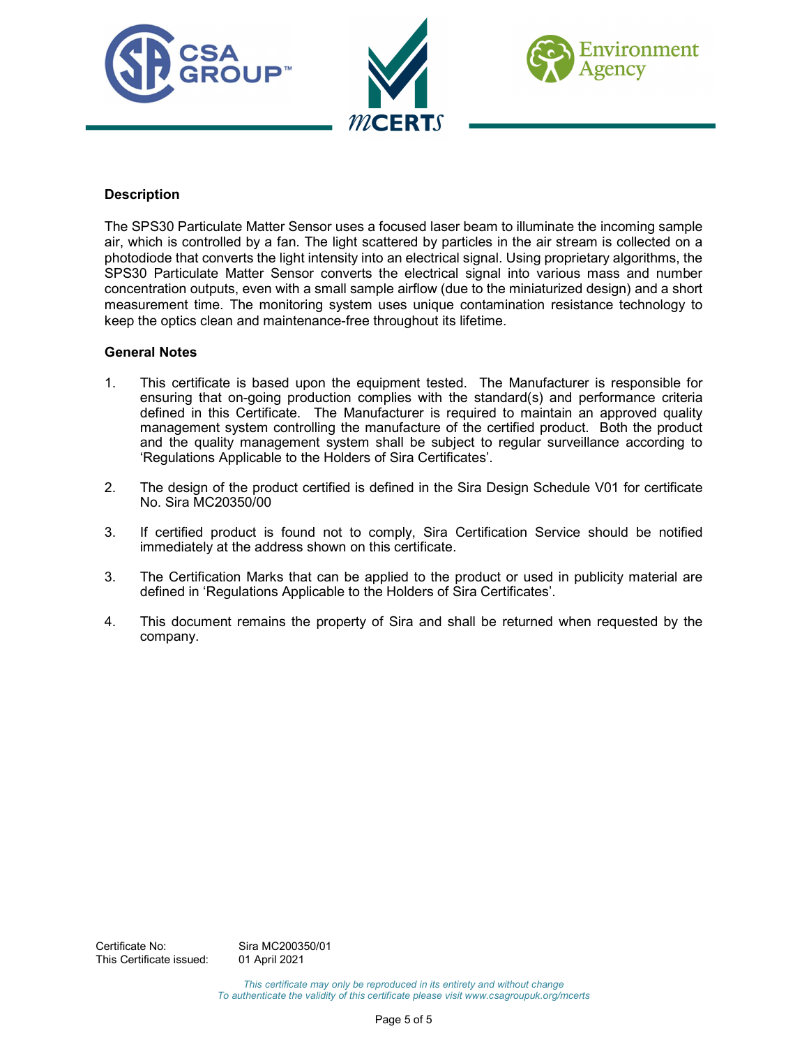## Description

The SPS30 Particulate Matter Sensor uses a focused laser beam to illuminate the incoming sample air, which is controlled by a fan. The light scattered by particles in the air stream is collected on a photodiode that converts the light intensity into an electrical signal. Using proprietary algorithms, the SPS30 Particulate Matter Sensor converts the electrical signal into various mass and number concentration outputs, even with a small sample airflow (due to the miniaturized design) and a short measurement time. The monitoring system uses unique contamination resistance technology to keep the optics clean and maintenance-free throughout its lifetime.

## General Notes

1. This certificate is based upon the equipment tested. The Manufacturer is responsible for ensuring that on-going production complies with the standard(s) and performance criteria defined in this Certificate. The Manufacturer is required to maintain an approved quality management system controlling the manufacture of the certified product. Both the product and the quality management system shall be subject to regular surveillance according to 'Regulations Applicable to the Holders of Sira Certificates'.

2. The design of the product certified is defined in the Sira Design Schedule V01 for certificate No. Sira MC20350/00

3. If certified product is found not to comply, Sira Certification Service should be notified immediately at the address shown on this certificate.

3. The Certification Marks that can be applied to the product or used in publicity material are defined in 'Regulations Applicable to the Holders of Sira Certificates'.

4. This document remains the property of Sira and shall be returned when requested by the company.

Certificate No: Sira MC200350/01
This Certificate issued: 01 April 2021

*This certificate may only be reproduced in its entirety and without change*
*To authenticate the validity of this certificate please visit www.csagroupuk.org/mcerts*